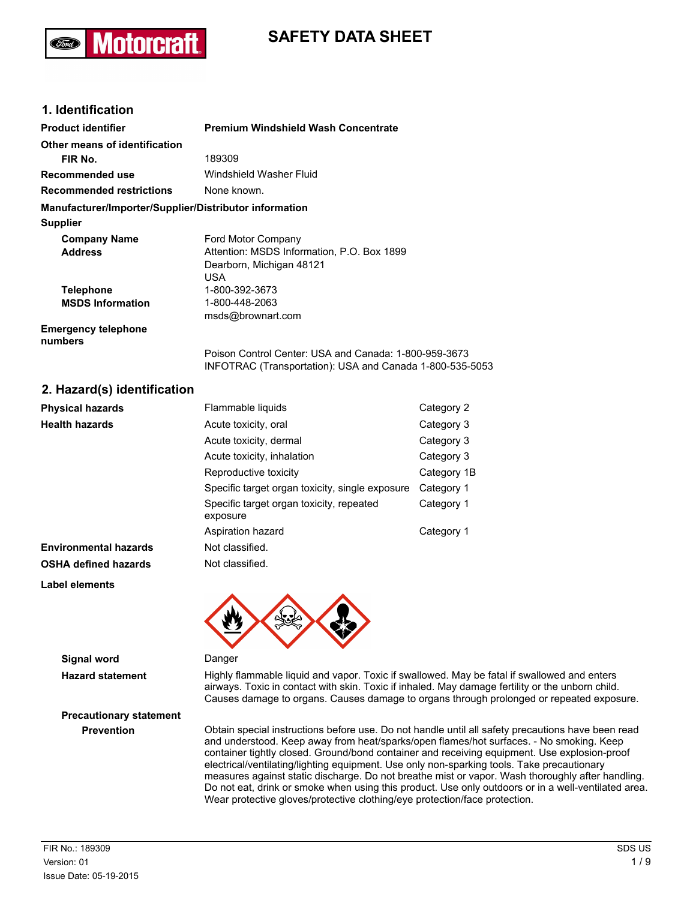# SAFETY DATA SHEET

## 1. Identification

| | |
|---|---|
| **Product identifier** | **Premium Windshield Wash Concentrate** |
| **Other means of identification** | |
| **FIR No.** | 189309 |
| **Recommended use** | Windshield Washer Fluid |
| **Recommended restrictions** | None known. |

**Manufacturer/Importer/Supplier/Distributor information**

**Supplier**

| | |
|---|---|
| **Company Name** | Ford Motor Company |
| **Address** | Attention: MSDS Information, P.O. Box 1899<br>Dearborn, Michigan 48121<br>USA |
| **Telephone** | 1-800-392-3673 |
| **MSDS Information** | 1-800-448-2063<br>msds@brownart.com |
| **Emergency telephone numbers** | Poison Control Center: USA and Canada: 1-800-959-3673<br>INFOTRAC (Transportation): USA and Canada 1-800-535-5053 |

## 2. Hazard(s) identification

| | | |
|---|---|---|
| **Physical hazards** | Flammable liquids | Category 2 |
| **Health hazards** | Acute toxicity, oral | Category 3 |
| | Acute toxicity, dermal | Category 3 |
| | Acute toxicity, inhalation | Category 3 |
| | Reproductive toxicity | Category 1B |
| | Specific target organ toxicity, single exposure | Category 1 |
| | Specific target organ toxicity, repeated exposure | Category 1 |
| | Aspiration hazard | Category 1 |
| **Environmental hazards** | Not classified. | |
| **OSHA defined hazards** | Not classified. | |

**Label elements**

**Signal word** Danger

**Hazard statement** Highly flammable liquid and vapor. Toxic if swallowed. May be fatal if swallowed and enters airways. Toxic in contact with skin. Toxic if inhaled. May damage fertility or the unborn child. Causes damage to organs. Causes damage to organs through prolonged or repeated exposure.

**Precautionary statement**

**Prevention** Obtain special instructions before use. Do not handle until all safety precautions have been read and understood. Keep away from heat/sparks/open flames/hot surfaces. - No smoking. Keep container tightly closed. Ground/bond container and receiving equipment. Use explosion-proof electrical/ventilating/lighting equipment. Use only non-sparking tools. Take precautionary measures against static discharge. Do not breathe mist or vapor. Wash thoroughly after handling. Do not eat, drink or smoke when using this product. Use only outdoors or in a well-ventilated area. Wear protective gloves/protective clothing/eye protection/face protection.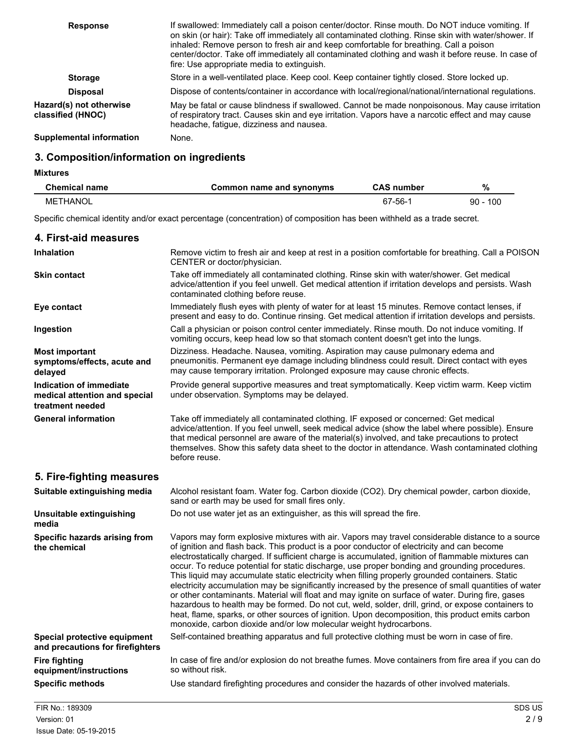**Response**

If swallowed: Immediately call a poison center/doctor. Rinse mouth. Do NOT induce vomiting. If on skin (or hair): Take off immediately all contaminated clothing. Rinse skin with water/shower. If inhaled: Remove person to fresh air and keep comfortable for breathing. Call a poison center/doctor. Take off immediately all contaminated clothing and wash it before reuse. In case of fire: Use appropriate media to extinguish.

**Storage**

Store in a well-ventilated place. Keep cool. Keep container tightly closed. Store locked up.

**Disposal**

Dispose of contents/container in accordance with local/regional/national/international regulations.

**Hazard(s) not otherwise classified (HNOC)**

May be fatal or cause blindness if swallowed. Cannot be made nonpoisonous. May cause irritation of respiratory tract. Causes skin and eye irritation. Vapors have a narcotic effect and may cause headache, fatigue, dizziness and nausea.

**Supplemental information**

None.

## 3. Composition/information on ingredients

**Mixtures**

| Chemical name | Common name and synonyms | CAS number | % |
|---|---|---|---|
| METHANOL | | 67-56-1 | 90 - 100 |

Specific chemical identity and/or exact percentage (concentration) of composition has been withheld as a trade secret.

## 4. First-aid measures

**Inhalation**

Remove victim to fresh air and keep at rest in a position comfortable for breathing. Call a POISON CENTER or doctor/physician.

**Skin contact**

Take off immediately all contaminated clothing. Rinse skin with water/shower. Get medical advice/attention if you feel unwell. Get medical attention if irritation develops and persists. Wash contaminated clothing before reuse.

**Eye contact**

Immediately flush eyes with plenty of water for at least 15 minutes. Remove contact lenses, if present and easy to do. Continue rinsing. Get medical attention if irritation develops and persists.

**Ingestion**

Call a physician or poison control center immediately. Rinse mouth. Do not induce vomiting. If vomiting occurs, keep head low so that stomach content doesn't get into the lungs.

**Most important symptoms/effects, acute and delayed**

Dizziness. Headache. Nausea, vomiting. Aspiration may cause pulmonary edema and pneumonitis. Permanent eye damage including blindness could result. Direct contact with eyes may cause temporary irritation. Prolonged exposure may cause chronic effects.

**Indication of immediate medical attention and special treatment needed**

Provide general supportive measures and treat symptomatically. Keep victim warm. Keep victim under observation. Symptoms may be delayed.

**General information**

Take off immediately all contaminated clothing. IF exposed or concerned: Get medical advice/attention. If you feel unwell, seek medical advice (show the label where possible). Ensure that medical personnel are aware of the material(s) involved, and take precautions to protect themselves. Show this safety data sheet to the doctor in attendance. Wash contaminated clothing before reuse.

## 5. Fire-fighting measures

**Suitable extinguishing media**

Alcohol resistant foam. Water fog. Carbon dioxide ($CO_2$). Dry chemical powder, carbon dioxide, sand or earth may be used for small fires only.

**Unsuitable extinguishing media**

Do not use water jet as an extinguisher, as this will spread the fire.

**Specific hazards arising from the chemical**

Vapors may form explosive mixtures with air. Vapors may travel considerable distance to a source of ignition and flash back. This product is a poor conductor of electricity and can become electrostatically charged. If sufficient charge is accumulated, ignition of flammable mixtures can occur. To reduce potential for static discharge, use proper bonding and grounding procedures. This liquid may accumulate static electricity when filling properly grounded containers. Static electricity accumulation may be significantly increased by the presence of small quantities of water or other contaminants. Material will float and may ignite on surface of water. During fire, gases hazardous to health may be formed. Do not cut, weld, solder, drill, grind, or expose containers to heat, flame, sparks, or other sources of ignition. Upon decomposition, this product emits carbon monoxide, carbon dioxide and/or low molecular weight hydrocarbons.

**Special protective equipment and precautions for firefighters**

Self-contained breathing apparatus and full protective clothing must be worn in case of fire.

**Fire fighting equipment/instructions**

In case of fire and/or explosion do not breathe fumes. Move containers from fire area if you can do so without risk.

**Specific methods**

Use standard firefighting procedures and consider the hazards of other involved materials.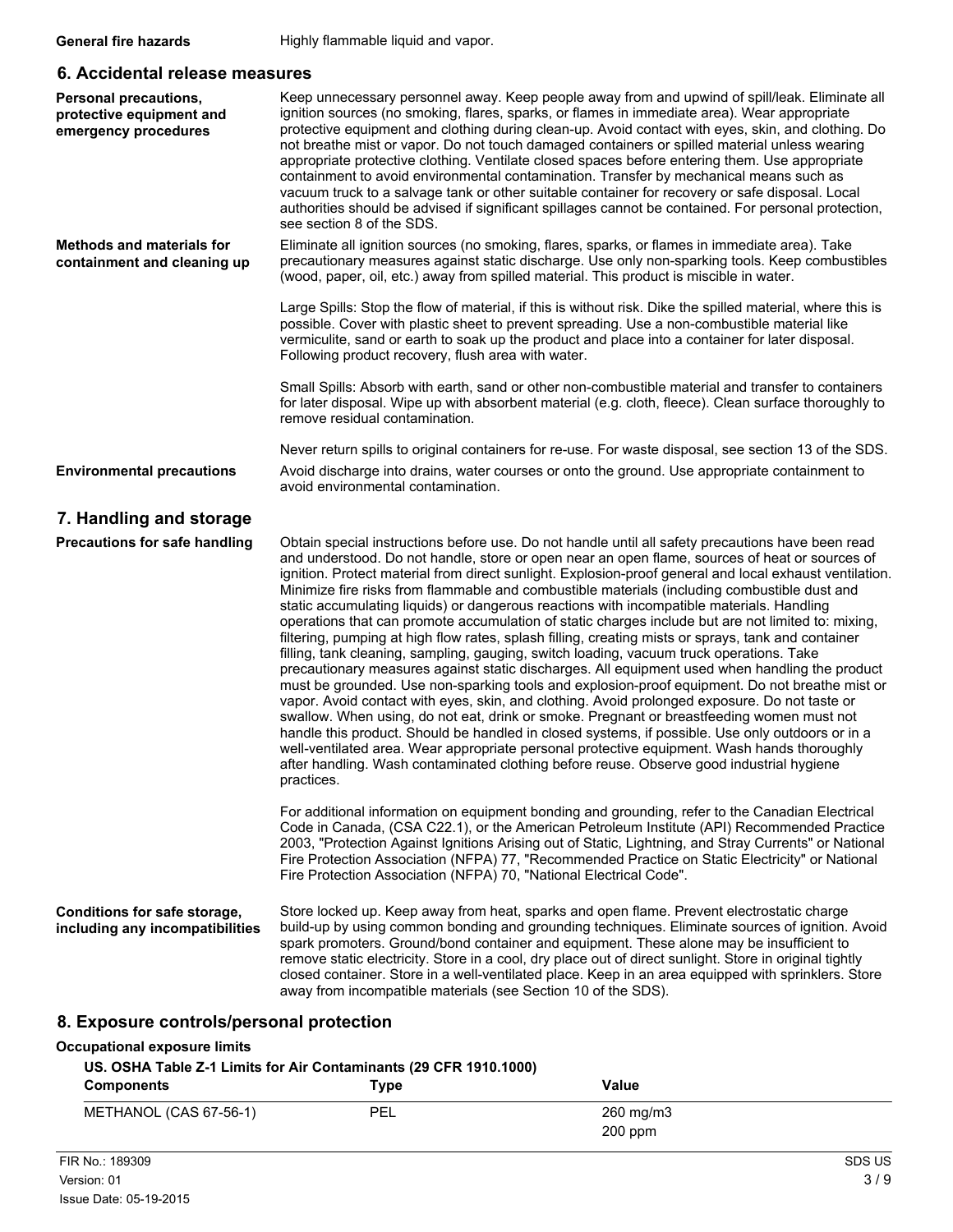**General fire hazards** Highly flammable liquid and vapor.

## 6. Accidental release measures

**Personal precautions, protective equipment and emergency procedures**

Keep unnecessary personnel away. Keep people away from and upwind of spill/leak. Eliminate all ignition sources (no smoking, flares, sparks, or flames in immediate area). Wear appropriate protective equipment and clothing during clean-up. Avoid contact with eyes, skin, and clothing. Do not breathe mist or vapor. Do not touch damaged containers or spilled material unless wearing appropriate protective clothing. Ventilate closed spaces before entering them. Use appropriate containment to avoid environmental contamination. Transfer by mechanical means such as vacuum truck to a salvage tank or other suitable container for recovery or safe disposal. Local authorities should be advised if significant spillages cannot be contained. For personal protection, see section 8 of the SDS.

**Methods and materials for containment and cleaning up**

Eliminate all ignition sources (no smoking, flares, sparks, or flames in immediate area). Take precautionary measures against static discharge. Use only non-sparking tools. Keep combustibles (wood, paper, oil, etc.) away from spilled material. This product is miscible in water.

Large Spills: Stop the flow of material, if this is without risk. Dike the spilled material, where this is possible. Cover with plastic sheet to prevent spreading. Use a non-combustible material like vermiculite, sand or earth to soak up the product and place into a container for later disposal. Following product recovery, flush area with water.

Small Spills: Absorb with earth, sand or other non-combustible material and transfer to containers for later disposal. Wipe up with absorbent material (e.g. cloth, fleece). Clean surface thoroughly to remove residual contamination.

Never return spills to original containers for re-use. For waste disposal, see section 13 of the SDS.

**Environmental precautions**

Avoid discharge into drains, water courses or onto the ground. Use appropriate containment to avoid environmental contamination.

## 7. Handling and storage

**Precautions for safe handling**

Obtain special instructions before use. Do not handle until all safety precautions have been read and understood. Do not handle, store or open near an open flame, sources of heat or sources of ignition. Protect material from direct sunlight. Explosion-proof general and local exhaust ventilation. Minimize fire risks from flammable and combustible materials (including combustible dust and static accumulating liquids) or dangerous reactions with incompatible materials. Handling operations that can promote accumulation of static charges include but are not limited to: mixing, filtering, pumping at high flow rates, splash filling, creating mists or sprays, tank and container filling, tank cleaning, sampling, gauging, switch loading, vacuum truck operations. Take precautionary measures against static discharges. All equipment used when handling the product must be grounded. Use non-sparking tools and explosion-proof equipment. Do not breathe mist or vapor. Avoid contact with eyes, skin, and clothing. Avoid prolonged exposure. Do not taste or swallow. When using, do not eat, drink or smoke. Pregnant or breastfeeding women must not handle this product. Should be handled in closed systems, if possible. Use only outdoors or in a well-ventilated area. Wear appropriate personal protective equipment. Wash hands thoroughly after handling. Wash contaminated clothing before reuse. Observe good industrial hygiene practices.

For additional information on equipment bonding and grounding, refer to the Canadian Electrical Code in Canada, (CSA C22.1), or the American Petroleum Institute (API) Recommended Practice 2003, "Protection Against Ignitions Arising out of Static, Lightning, and Stray Currents" or National Fire Protection Association (NFPA) 77, "Recommended Practice on Static Electricity" or National Fire Protection Association (NFPA) 70, "National Electrical Code".

**Conditions for safe storage, including any incompatibilities**

Store locked up. Keep away from heat, sparks and open flame. Prevent electrostatic charge build-up by using common bonding and grounding techniques. Eliminate sources of ignition. Avoid spark promoters. Ground/bond container and equipment. These alone may be insufficient to remove static electricity. Store in a cool, dry place out of direct sunlight. Store in original tightly closed container. Store in a well-ventilated place. Keep in an area equipped with sprinklers. Store away from incompatible materials (see Section 10 of the SDS).

## 8. Exposure controls/personal protection

**Occupational exposure limits**

**US. OSHA Table Z-1 Limits for Air Contaminants (29 CFR 1910.1000)**

| Components | Type | Value |
|---|---|---|
| METHANOL (CAS 67-56-1) | PEL | 260 mg/m3 |
| | | 200 ppm |

FIR No.: 189309
Version: 01
Issue Date: 05-19-2015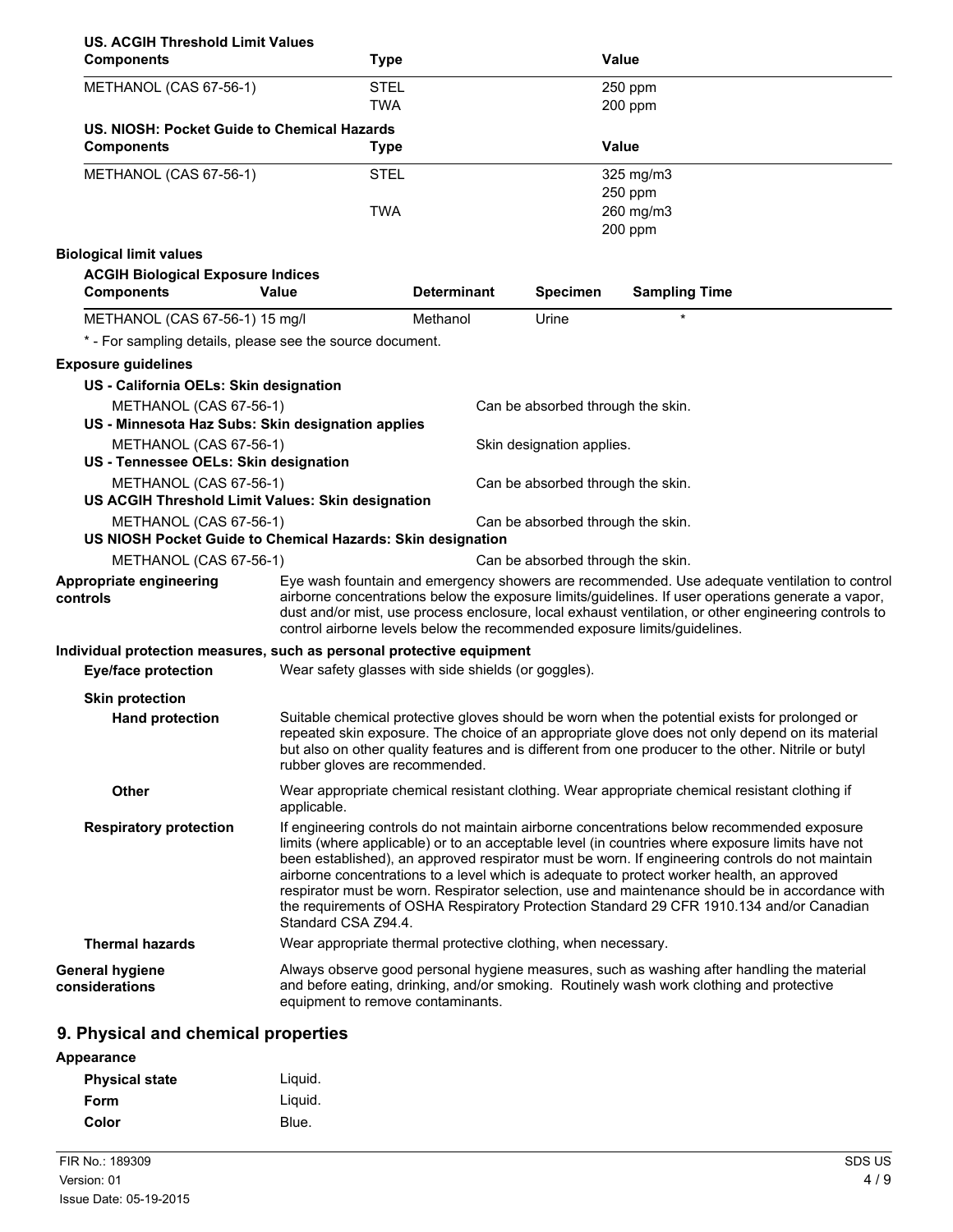**US. ACGIH Threshold Limit Values**

| Components | Type | Value |
| --- | --- | --- |
| METHANOL (CAS 67-56-1) | STEL | 250 ppm |
| | TWA | 200 ppm |

**US. NIOSH: Pocket Guide to Chemical Hazards**

| Components | Type | Value |
| --- | --- | --- |
| METHANOL (CAS 67-56-1) | STEL | 325 mg/m3 |
| | | 250 ppm |
| | TWA | 260 mg/m3 |
| | | 200 ppm |

**Biological limit values**

**ACGIH Biological Exposure Indices**

| Components | Value | Determinant | Specimen | Sampling Time |
| --- | --- | --- | --- | --- |
| METHANOL (CAS 67-56-1) | 15 mg/l | Methanol | Urine | * |

* - For sampling details, please see the source document.

**Exposure guidelines**

**US - California OELs: Skin designation**

METHANOL (CAS 67-56-1) — Can be absorbed through the skin.

**US - Minnesota Haz Subs: Skin designation applies**

METHANOL (CAS 67-56-1) — Skin designation applies.

**US - Tennessee OELs: Skin designation**

METHANOL (CAS 67-56-1) — Can be absorbed through the skin.

**US ACGIH Threshold Limit Values: Skin designation**

METHANOL (CAS 67-56-1) — Can be absorbed through the skin.

**US NIOSH Pocket Guide to Chemical Hazards: Skin designation**

METHANOL (CAS 67-56-1) — Can be absorbed through the skin.

**Appropriate engineering controls**

Eye wash fountain and emergency showers are recommended. Use adequate ventilation to control airborne concentrations below the exposure limits/guidelines. If user operations generate a vapor, dust and/or mist, use process enclosure, local exhaust ventilation, or other engineering controls to control airborne levels below the recommended exposure limits/guidelines.

**Individual protection measures, such as personal protective equipment**

**Eye/face protection**

Wear safety glasses with side shields (or goggles).

**Skin protection**

**Hand protection**

Suitable chemical protective gloves should be worn when the potential exists for prolonged or repeated skin exposure. The choice of an appropriate glove does not only depend on its material but also on other quality features and is different from one producer to the other. Nitrile or butyl rubber gloves are recommended.

**Other**

Wear appropriate chemical resistant clothing. Wear appropriate chemical resistant clothing if applicable.

**Respiratory protection**

If engineering controls do not maintain airborne concentrations below recommended exposure limits (where applicable) or to an acceptable level (in countries where exposure limits have not been established), an approved respirator must be worn. If engineering controls do not maintain airborne concentrations to a level which is adequate to protect worker health, an approved respirator must be worn. Respirator selection, use and maintenance should be in accordance with the requirements of OSHA Respiratory Protection Standard 29 CFR 1910.134 and/or Canadian Standard CSA Z94.4.

**Thermal hazards**

Wear appropriate thermal protective clothing, when necessary.

**General hygiene considerations**

Always observe good personal hygiene measures, such as washing after handling the material and before eating, drinking, and/or smoking. Routinely wash work clothing and protective equipment to remove contaminants.

## 9. Physical and chemical properties

**Appearance**

| | |
| --- | --- |
| **Physical state** | Liquid. |
| **Form** | Liquid. |
| **Color** | Blue. |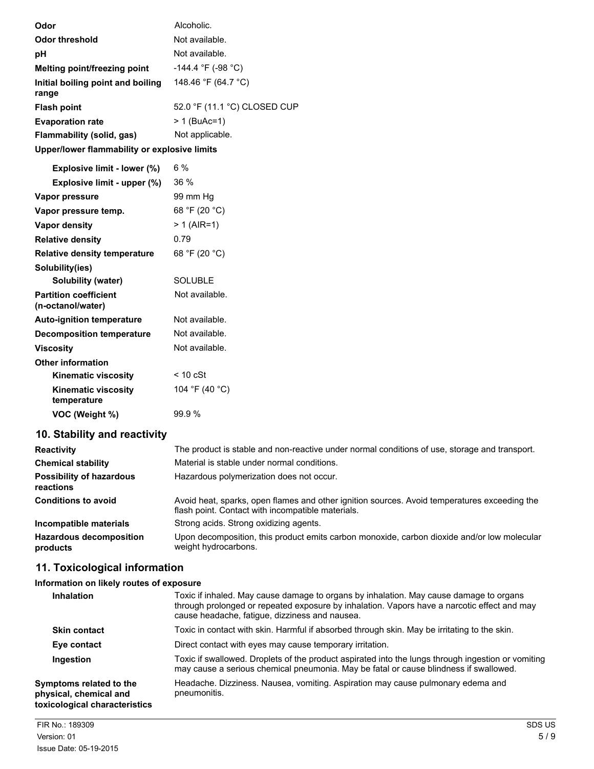| | |
|---|---|
| **Odor** | Alcoholic. |
| **Odor threshold** | Not available. |
| **pH** | Not available. |
| **Melting point/freezing point** | -144.4 °F (-98 °C) |
| **Initial boiling point and boiling range** | 148.46 °F (64.7 °C) |
| **Flash point** | 52.0 °F (11.1 °C) CLOSED CUP |
| **Evaporation rate** | > 1 (BuAc=1) |
| **Flammability (solid, gas)** | Not applicable. |
| **Upper/lower flammability or explosive limits** | |
| **Explosive limit - lower (%)** | 6 % |
| **Explosive limit - upper (%)** | 36 % |
| **Vapor pressure** | 99 mm Hg |
| **Vapor pressure temp.** | 68 °F (20 °C) |
| **Vapor density** | > 1 (AIR=1) |
| **Relative density** | 0.79 |
| **Relative density temperature** | 68 °F (20 °C) |
| **Solubility(ies)** | |
| **Solubility (water)** | SOLUBLE |
| **Partition coefficient (n-octanol/water)** | Not available. |
| **Auto-ignition temperature** | Not available. |
| **Decomposition temperature** | Not available. |
| **Viscosity** | Not available. |
| **Other information** | |
| **Kinematic viscosity** | < 10 cSt |
| **Kinematic viscosity temperature** | 104 °F (40 °C) |
| **VOC (Weight %)** | 99.9 % |

## 10. Stability and reactivity

| | |
|---|---|
| **Reactivity** | The product is stable and non-reactive under normal conditions of use, storage and transport. |
| **Chemical stability** | Material is stable under normal conditions. |
| **Possibility of hazardous reactions** | Hazardous polymerization does not occur. |
| **Conditions to avoid** | Avoid heat, sparks, open flames and other ignition sources. Avoid temperatures exceeding the flash point. Contact with incompatible materials. |
| **Incompatible materials** | Strong acids. Strong oxidizing agents. |
| **Hazardous decomposition products** | Upon decomposition, this product emits carbon monoxide, carbon dioxide and/or low molecular weight hydrocarbons. |

## 11. Toxicological information

**Information on likely routes of exposure**

| | |
|---|---|
| **Inhalation** | Toxic if inhaled. May cause damage to organs by inhalation. May cause damage to organs through prolonged or repeated exposure by inhalation. Vapors have a narcotic effect and may cause headache, fatigue, dizziness and nausea. |
| **Skin contact** | Toxic in contact with skin. Harmful if absorbed through skin. May be irritating to the skin. |
| **Eye contact** | Direct contact with eyes may cause temporary irritation. |
| **Ingestion** | Toxic if swallowed. Droplets of the product aspirated into the lungs through ingestion or vomiting may cause a serious chemical pneumonia. May be fatal or cause blindness if swallowed. |
| **Symptoms related to the physical, chemical and toxicological characteristics** | Headache. Dizziness. Nausea, vomiting. Aspiration may cause pulmonary edema and pneumonitis. |

FIR No.: 189309
Version: 01
Issue Date: 05-19-2015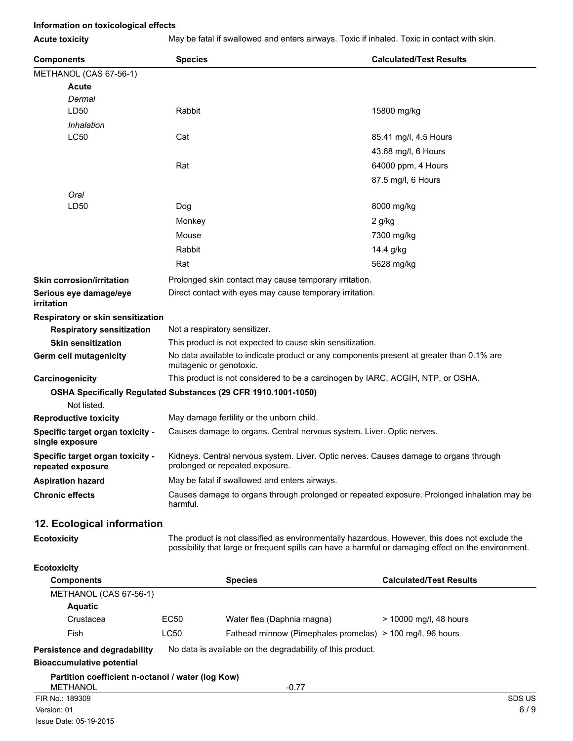**Information on toxicological effects**

**Acute toxicity** May be fatal if swallowed and enters airways. Toxic if inhaled. Toxic in contact with skin.

| Components | Species | Calculated/Test Results |
|---|---|---|
| METHANOL (CAS 67-56-1) | | |
| **Acute** | | |
| *Dermal* | | |
| LD50 | Rabbit | 15800 mg/kg |
| *Inhalation* | | |
| LC50 | Cat | 85.41 mg/l, 4.5 Hours |
| | | 43.68 mg/l, 6 Hours |
| | Rat | 64000 ppm, 4 Hours |
| | | 87.5 mg/l, 6 Hours |
| *Oral* | | |
| LD50 | Dog | 8000 mg/kg |
| | Monkey | 2 g/kg |
| | Mouse | 7300 mg/kg |
| | Rabbit | 14.4 g/kg |
| | Rat | 5628 mg/kg |

**Skin corrosion/irritation** Prolonged skin contact may cause temporary irritation.

**Serious eye damage/eye irritation** Direct contact with eyes may cause temporary irritation.

**Respiratory or skin sensitization**

**Respiratory sensitization** Not a respiratory sensitizer.

**Skin sensitization** This product is not expected to cause skin sensitization.

**Germ cell mutagenicity** No data available to indicate product or any components present at greater than 0.1% are mutagenic or genotoxic.

**Carcinogenicity** This product is not considered to be a carcinogen by IARC, ACGIH, NTP, or OSHA.

**OSHA Specifically Regulated Substances (29 CFR 1910.1001-1050)**

Not listed.

**Reproductive toxicity** May damage fertility or the unborn child.

**Specific target organ toxicity - single exposure** Causes damage to organs. Central nervous system. Liver. Optic nerves.

**Specific target organ toxicity - repeated exposure** Kidneys. Central nervous system. Liver. Optic nerves. Causes damage to organs through prolonged or repeated exposure.

**Aspiration hazard** May be fatal if swallowed and enters airways.

**Chronic effects** Causes damage to organs through prolonged or repeated exposure. Prolonged inhalation may be harmful.

## 12. Ecological information

**Ecotoxicity** The product is not classified as environmentally hazardous. However, this does not exclude the possibility that large or frequent spills can have a harmful or damaging effect on the environment.

**Ecotoxicity**

| Components | | Species | Calculated/Test Results |
|---|---|---|---|
| METHANOL (CAS 67-56-1) | | | |
| **Aquatic** | | | |
| Crustacea | EC50 | Water flea (Daphnia magna) | > 10000 mg/l, 48 hours |
| Fish | LC50 | Fathead minnow (Pimephales promelas) | > 100 mg/l, 96 hours |

**Persistence and degradability** No data is available on the degradability of this product.

**Bioaccumulative potential**

**Partition coefficient n-octanol / water (log Kow)**

METHANOL -0.77

FIR No.: 189309
Version: 01
Issue Date: 05-19-2015
SDS US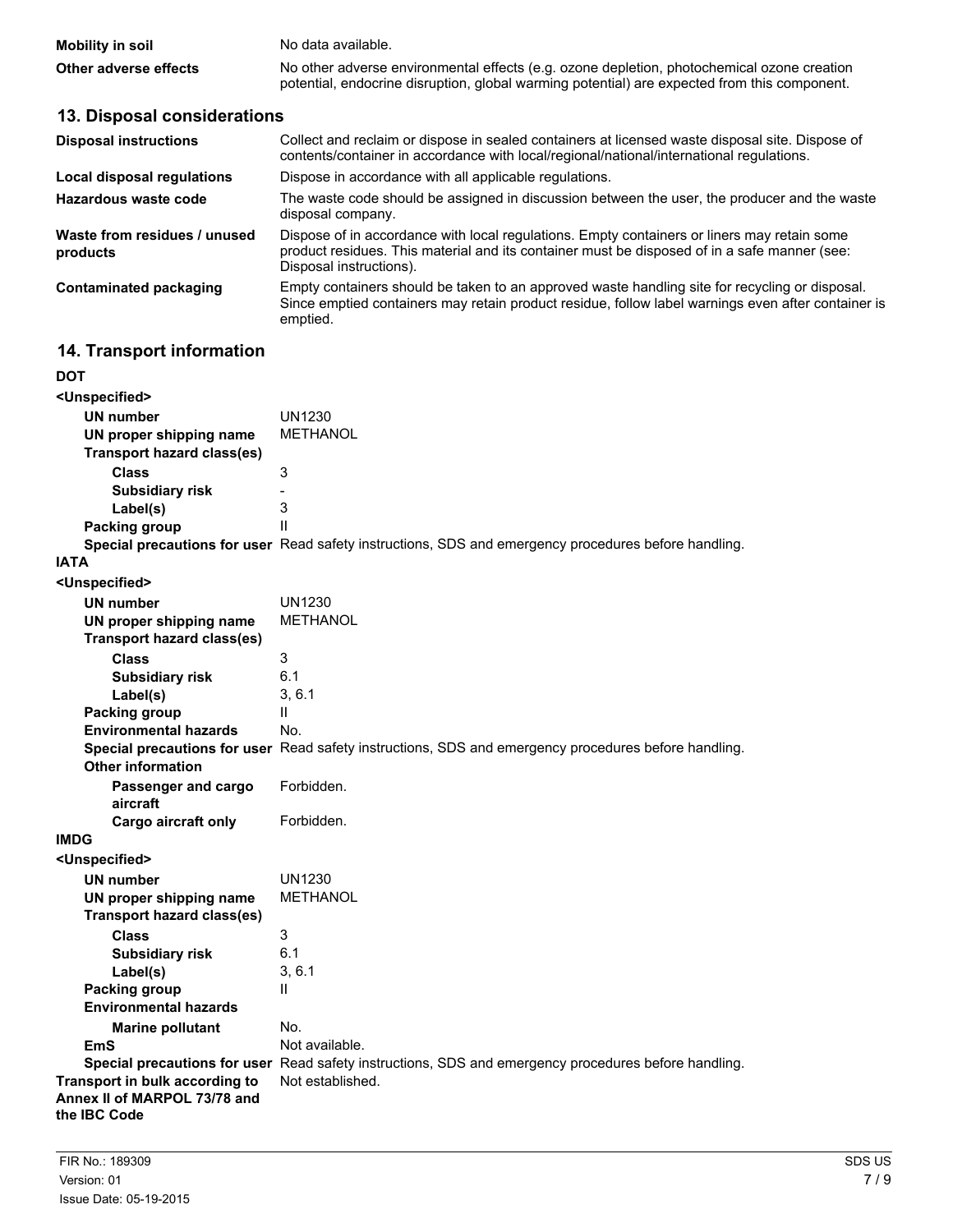**Mobility in soil** No data available.

**Other adverse effects** No other adverse environmental effects (e.g. ozone depletion, photochemical ozone creation potential, endocrine disruption, global warming potential) are expected from this component.

## 13. Disposal considerations

| | |
|---|---|
| **Disposal instructions** | Collect and reclaim or dispose in sealed containers at licensed waste disposal site. Dispose of contents/container in accordance with local/regional/national/international regulations. |
| **Local disposal regulations** | Dispose in accordance with all applicable regulations. |
| **Hazardous waste code** | The waste code should be assigned in discussion between the user, the producer and the waste disposal company. |
| **Waste from residues / unused products** | Dispose of in accordance with local regulations. Empty containers or liners may retain some product residues. This material and its container must be disposed of in a safe manner (see: Disposal instructions). |
| **Contaminated packaging** | Empty containers should be taken to an approved waste handling site for recycling or disposal. Since emptied containers may retain product residue, follow label warnings even after container is emptied. |

## 14. Transport information

**DOT**

**<Unspecified>**

| | |
|---|---|
| **UN number** | UN1230 |
| **UN proper shipping name** | METHANOL |
| **Transport hazard class(es)** | |
| **Class** | 3 |
| **Subsidiary risk** | - |
| **Label(s)** | 3 |
| **Packing group** | II |
| **Special precautions for user** | Read safety instructions, SDS and emergency procedures before handling. |

**IATA**

**<Unspecified>**

| | |
|---|---|
| **UN number** | UN1230 |
| **UN proper shipping name** | METHANOL |
| **Transport hazard class(es)** | |
| **Class** | 3 |
| **Subsidiary risk** | 6.1 |
| **Label(s)** | 3, 6.1 |
| **Packing group** | II |
| **Environmental hazards** | No. |
| **Special precautions for user** | Read safety instructions, SDS and emergency procedures before handling. |
| **Other information** | |
| **Passenger and cargo aircraft** | Forbidden. |
| **Cargo aircraft only** | Forbidden. |

**IMDG**

**<Unspecified>**

| | |
|---|---|
| **UN number** | UN1230 |
| **UN proper shipping name** | METHANOL |
| **Transport hazard class(es)** | |
| **Class** | 3 |
| **Subsidiary risk** | 6.1 |
| **Label(s)** | 3, 6.1 |
| **Packing group** | II |
| **Environmental hazards** | |
| **Marine pollutant** | No. |
| **EmS** | Not available. |
| **Special precautions for user** | Read safety instructions, SDS and emergency procedures before handling. |

**Transport in bulk according to Annex II of MARPOL 73/78 and the IBC Code** Not established.

FIR No.: 189309
Version: 01
Issue Date: 05-19-2015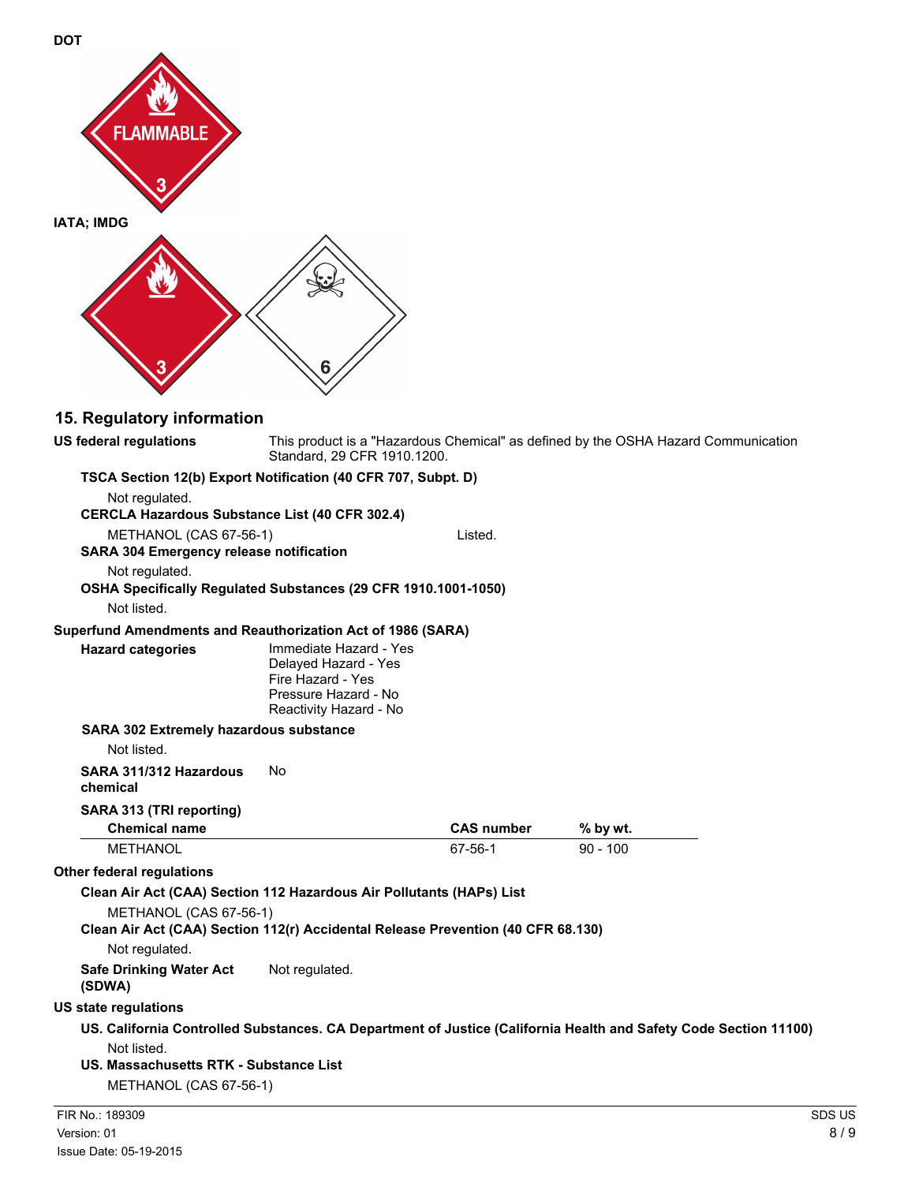**DOT**

**IATA; IMDG**

## 15. Regulatory information

**US federal regulations** This product is a "Hazardous Chemical" as defined by the OSHA Hazard Communication Standard, 29 CFR 1910.1200.

**TSCA Section 12(b) Export Notification (40 CFR 707, Subpt. D)**

Not regulated.

**CERCLA Hazardous Substance List (40 CFR 302.4)**

METHANOL (CAS 67-56-1) Listed.

**SARA 304 Emergency release notification**

Not regulated.

**OSHA Specifically Regulated Substances (29 CFR 1910.1001-1050)**

Not listed.

**Superfund Amendments and Reauthorization Act of 1986 (SARA)**

**Hazard categories**

Immediate Hazard - Yes
Delayed Hazard - Yes
Fire Hazard - Yes
Pressure Hazard - No
Reactivity Hazard - No

**SARA 302 Extremely hazardous substance**

Not listed.

**SARA 311/312 Hazardous chemical** No

**SARA 313 (TRI reporting)**

| Chemical name | CAS number | % by wt. |
|---|---|---|
| METHANOL | 67-56-1 | 90 - 100 |

**Other federal regulations**

**Clean Air Act (CAA) Section 112 Hazardous Air Pollutants (HAPs) List**

METHANOL (CAS 67-56-1)

**Clean Air Act (CAA) Section 112(r) Accidental Release Prevention (40 CFR 68.130)**

Not regulated.

**Safe Drinking Water Act (SDWA)** Not regulated.

**US state regulations**

**US. California Controlled Substances. CA Department of Justice (California Health and Safety Code Section 11100)**

Not listed.

**US. Massachusetts RTK - Substance List**

METHANOL (CAS 67-56-1)

FIR No.: 189309
Version: 01
Issue Date: 05-19-2015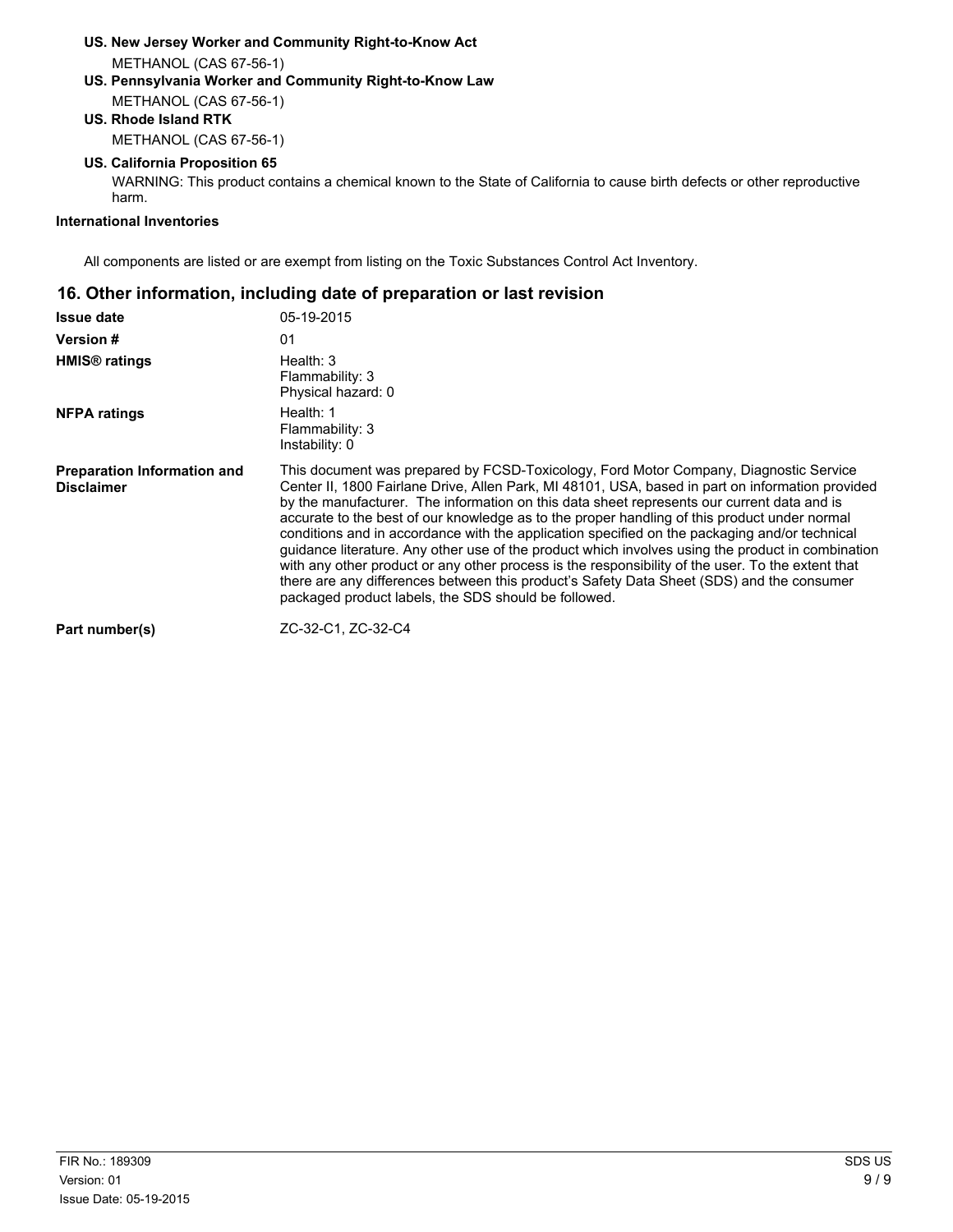**US. New Jersey Worker and Community Right-to-Know Act**

METHANOL (CAS 67-56-1)

**US. Pennsylvania Worker and Community Right-to-Know Law**

METHANOL (CAS 67-56-1)

**US. Rhode Island RTK**

METHANOL (CAS 67-56-1)

**US. California Proposition 65**

WARNING: This product contains a chemical known to the State of California to cause birth defects or other reproductive harm.

**International Inventories**

All components are listed or are exempt from listing on the Toxic Substances Control Act Inventory.

## 16. Other information, including date of preparation or last revision

| | |
|---|---|
| **Issue date** | 05-19-2015 |
| **Version #** | 01 |
| **HMIS® ratings** | Health: 3<br>Flammability: 3<br>Physical hazard: 0 |
| **NFPA ratings** | Health: 1<br>Flammability: 3<br>Instability: 0 |
| **Preparation Information and Disclaimer** | This document was prepared by FCSD-Toxicology, Ford Motor Company, Diagnostic Service Center II, 1800 Fairlane Drive, Allen Park, MI 48101, USA, based in part on information provided by the manufacturer. The information on this data sheet represents our current data and is accurate to the best of our knowledge as to the proper handling of this product under normal conditions and in accordance with the application specified on the packaging and/or technical guidance literature. Any other use of the product which involves using the product in combination with any other product or any other process is the responsibility of the user. To the extent that there are any differences between this product's Safety Data Sheet (SDS) and the consumer packaged product labels, the SDS should be followed. |
| **Part number(s)** | ZC-32-C1, ZC-32-C4 |